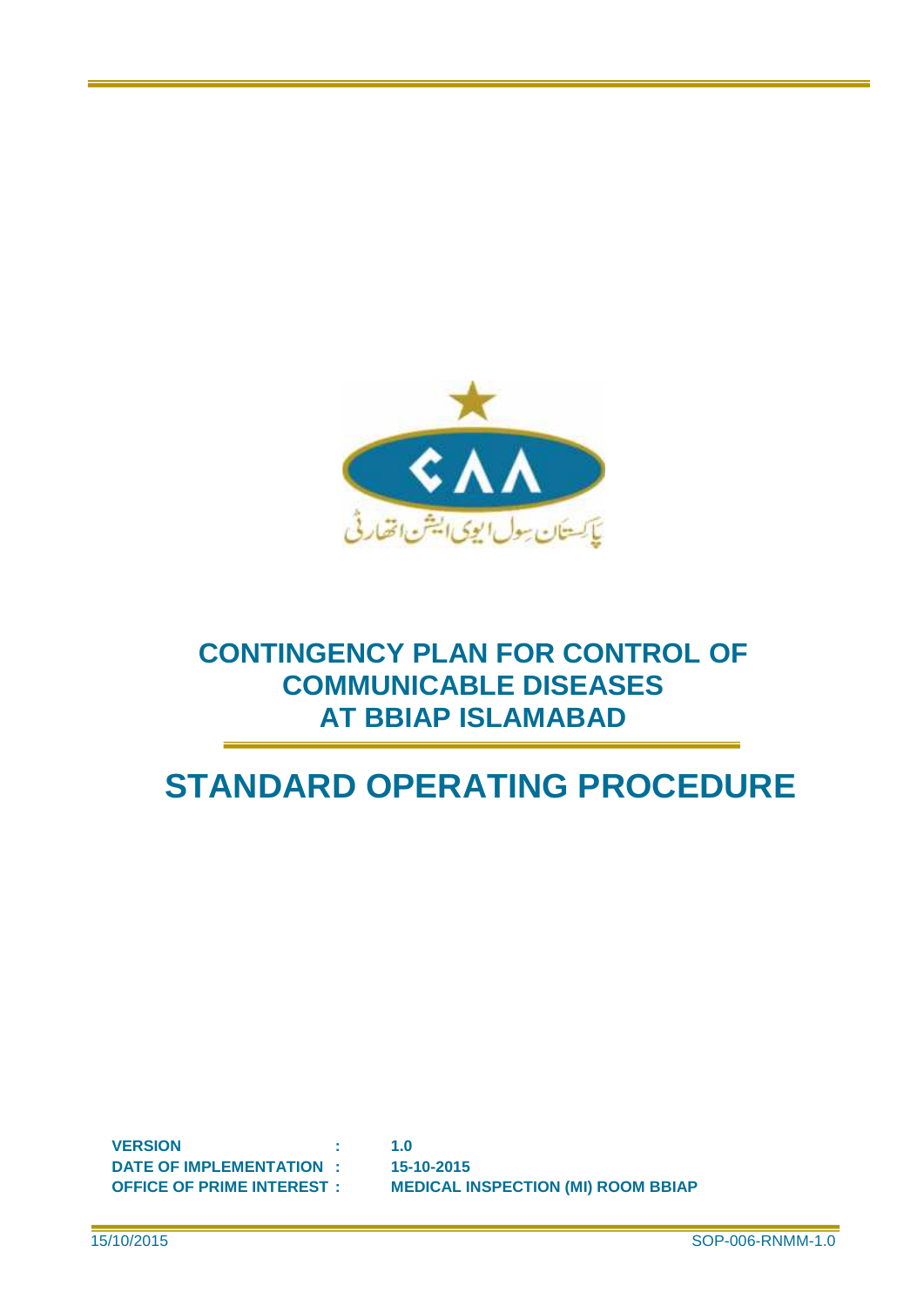# CONTINGENCY PLAN FOR CONTROL OF COMMUNICABLE DISEASES AT BBIAP ISLAMABAD

# STANDARD OPERATING PROCEDURE

**VERSION :** **1.0**
**DATE OF IMPLEMENTATION :** **15-10-2015**
**OFFICE OF PRIME INTEREST :** **MEDICAL INSPECTION (MI) ROOM BBIAP**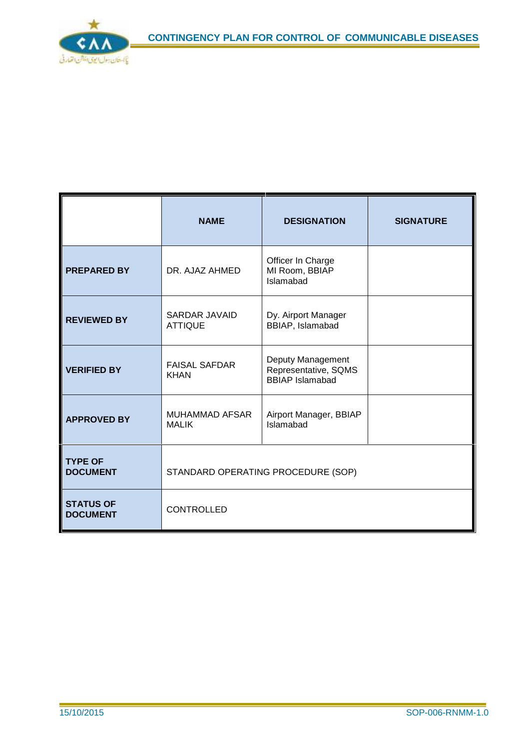| | NAME | DESIGNATION | SIGNATURE |
|---|---|---|---|
| **PREPARED BY** | DR. AJAZ AHMED | Officer In Charge MI Room, BBIAP Islamabad | |
| **REVIEWED BY** | SARDAR JAVAID ATTIQUE | Dy. Airport Manager BBIAP, Islamabad | |
| **VERIFIED BY** | FAISAL SAFDAR KHAN | Deputy Management Representative, SQMS BBIAP Islamabad | |
| **APPROVED BY** | MUHAMMAD AFSAR MALIK | Airport Manager, BBIAP Islamabad | |
| **TYPE OF DOCUMENT** | STANDARD OPERATING PROCEDURE (SOP) | | |
| **STATUS OF DOCUMENT** | CONTROLLED | | |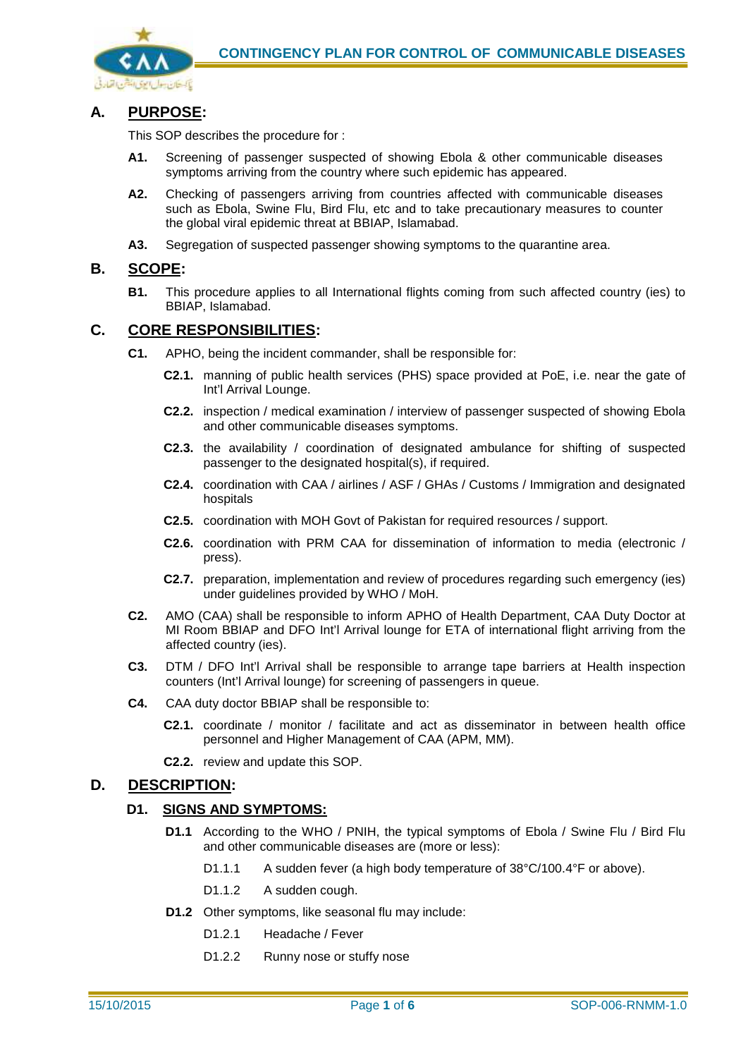## A. PURPOSE:

This SOP describes the procedure for :

**A1.** Screening of passenger suspected of showing Ebola & other communicable diseases symptoms arriving from the country where such epidemic has appeared.

**A2.** Checking of passengers arriving from countries affected with communicable diseases such as Ebola, Swine Flu, Bird Flu, etc and to take precautionary measures to counter the global viral epidemic threat at BBIAP, Islamabad.

**A3.** Segregation of suspected passenger showing symptoms to the quarantine area.

## B. SCOPE:

**B1.** This procedure applies to all International flights coming from such affected country (ies) to BBIAP, Islamabad.

## C. CORE RESPONSIBILITIES:

**C1.** APHO, being the incident commander, shall be responsible for:

**C2.1.** manning of public health services (PHS) space provided at PoE, i.e. near the gate of Int'l Arrival Lounge.

**C2.2.** inspection / medical examination / interview of passenger suspected of showing Ebola and other communicable diseases symptoms.

**C2.3.** the availability / coordination of designated ambulance for shifting of suspected passenger to the designated hospital(s), if required.

**C2.4.** coordination with CAA / airlines / ASF / GHAs / Customs / Immigration and designated hospitals

**C2.5.** coordination with MOH Govt of Pakistan for required resources / support.

**C2.6.** coordination with PRM CAA for dissemination of information to media (electronic / press).

**C2.7.** preparation, implementation and review of procedures regarding such emergency (ies) under guidelines provided by WHO / MoH.

**C2.** AMO (CAA) shall be responsible to inform APHO of Health Department, CAA Duty Doctor at MI Room BBIAP and DFO Int'l Arrival lounge for ETA of international flight arriving from the affected country (ies).

**C3.** DTM / DFO Int'l Arrival shall be responsible to arrange tape barriers at Health inspection counters (Int'l Arrival lounge) for screening of passengers in queue.

**C4.** CAA duty doctor BBIAP shall be responsible to:

**C2.1.** coordinate / monitor / facilitate and act as disseminator in between health office personnel and Higher Management of CAA (APM, MM).

**C2.2.** review and update this SOP.

## D. DESCRIPTION:

### D1. SIGNS AND SYMPTOMS:

**D1.1** According to the WHO / PNIH, the typical symptoms of Ebola / Swine Flu / Bird Flu and other communicable diseases are (more or less):

D1.1.1 A sudden fever (a high body temperature of 38°C/100.4°F or above).

D1.1.2 A sudden cough.

**D1.2** Other symptoms, like seasonal flu may include:

D1.2.1 Headache / Fever

D1.2.2 Runny nose or stuffy nose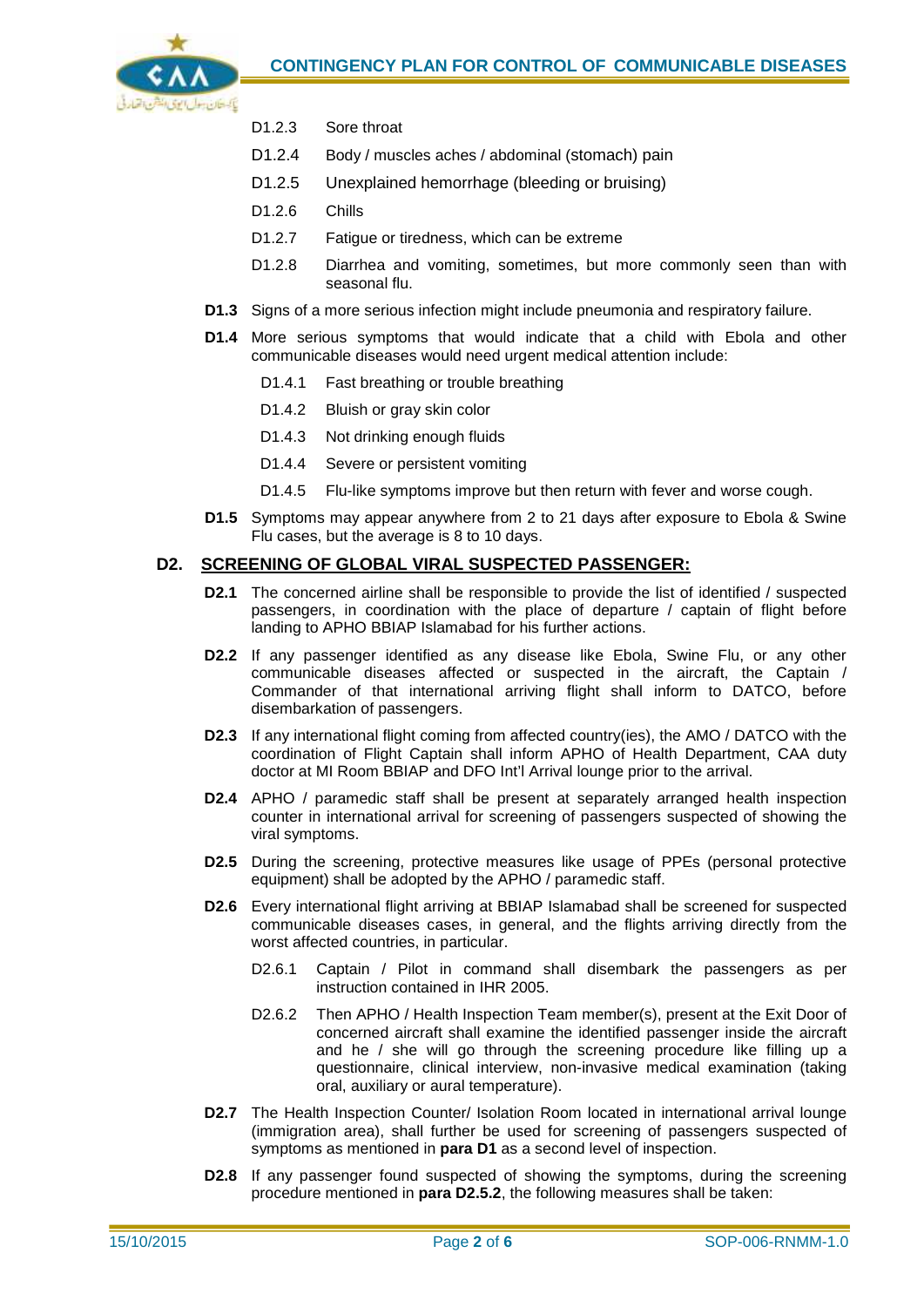D1.2.3 Sore throat

D1.2.4 Body / muscles aches / abdominal (stomach) pain

D1.2.5 Unexplained hemorrhage (bleeding or bruising)

D1.2.6 Chills

D1.2.7 Fatigue or tiredness, which can be extreme

D1.2.8 Diarrhea and vomiting, sometimes, but more commonly seen than with seasonal flu.

**D1.3** Signs of a more serious infection might include pneumonia and respiratory failure.

**D1.4** More serious symptoms that would indicate that a child with Ebola and other communicable diseases would need urgent medical attention include:

D1.4.1 Fast breathing or trouble breathing

D1.4.2 Bluish or gray skin color

D1.4.3 Not drinking enough fluids

D1.4.4 Severe or persistent vomiting

D1.4.5 Flu-like symptoms improve but then return with fever and worse cough.

**D1.5** Symptoms may appear anywhere from 2 to 21 days after exposure to Ebola & Swine Flu cases, but the average is 8 to 10 days.

## D2. SCREENING OF GLOBAL VIRAL SUSPECTED PASSENGER:

**D2.1** The concerned airline shall be responsible to provide the list of identified / suspected passengers, in coordination with the place of departure / captain of flight before landing to APHO BBIAP Islamabad for his further actions.

**D2.2** If any passenger identified as any disease like Ebola, Swine Flu, or any other communicable diseases affected or suspected in the aircraft, the Captain / Commander of that international arriving flight shall inform to DATCO, before disembarkation of passengers.

**D2.3** If any international flight coming from affected country(ies), the AMO / DATCO with the coordination of Flight Captain shall inform APHO of Health Department, CAA duty doctor at MI Room BBIAP and DFO Int'l Arrival lounge prior to the arrival.

**D2.4** APHO / paramedic staff shall be present at separately arranged health inspection counter in international arrival for screening of passengers suspected of showing the viral symptoms.

**D2.5** During the screening, protective measures like usage of PPEs (personal protective equipment) shall be adopted by the APHO / paramedic staff.

**D2.6** Every international flight arriving at BBIAP Islamabad shall be screened for suspected communicable diseases cases, in general, and the flights arriving directly from the worst affected countries, in particular.

D2.6.1 Captain / Pilot in command shall disembark the passengers as per instruction contained in IHR 2005.

D2.6.2 Then APHO / Health Inspection Team member(s), present at the Exit Door of concerned aircraft shall examine the identified passenger inside the aircraft and he / she will go through the screening procedure like filling up a questionnaire, clinical interview, non-invasive medical examination (taking oral, auxiliary or aural temperature).

**D2.7** The Health Inspection Counter/ Isolation Room located in international arrival lounge (immigration area), shall further be used for screening of passengers suspected of symptoms as mentioned in **para D1** as a second level of inspection.

**D2.8** If any passenger found suspected of showing the symptoms, during the screening procedure mentioned in **para D2.5.2**, the following measures shall be taken: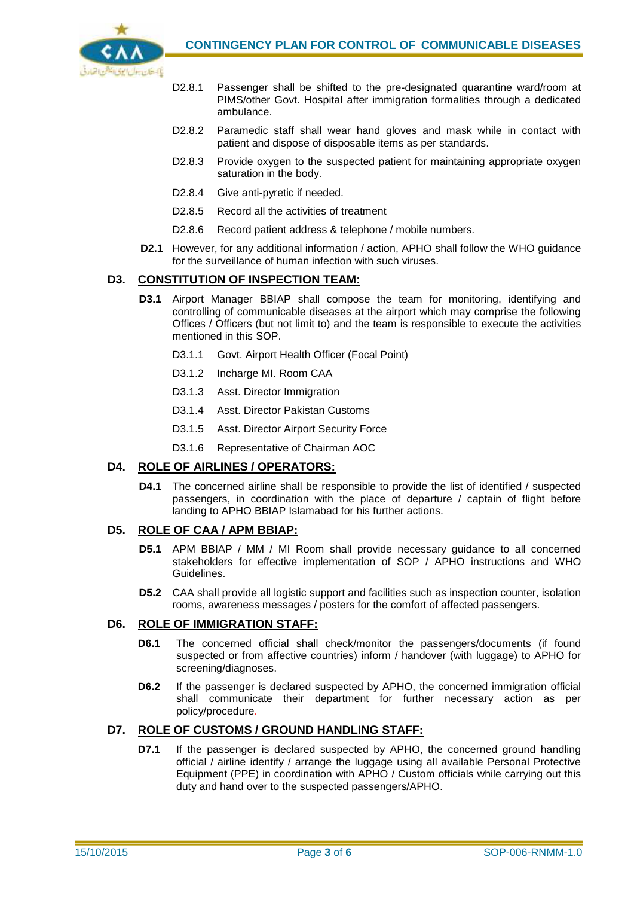D2.8.1 Passenger shall be shifted to the pre-designated quarantine ward/room at PIMS/other Govt. Hospital after immigration formalities through a dedicated ambulance.

D2.8.2 Paramedic staff shall wear hand gloves and mask while in contact with patient and dispose of disposable items as per standards.

D2.8.3 Provide oxygen to the suspected patient for maintaining appropriate oxygen saturation in the body.

D2.8.4 Give anti-pyretic if needed.

D2.8.5 Record all the activities of treatment

D2.8.6 Record patient address & telephone / mobile numbers.

**D2.1** However, for any additional information / action, APHO shall follow the WHO guidance for the surveillance of human infection with such viruses.

## D3. CONSTITUTION OF INSPECTION TEAM:

**D3.1** Airport Manager BBIAP shall compose the team for monitoring, identifying and controlling of communicable diseases at the airport which may comprise the following Offices / Officers (but not limit to) and the team is responsible to execute the activities mentioned in this SOP.

D3.1.1 Govt. Airport Health Officer (Focal Point)

D3.1.2 Incharge MI. Room CAA

D3.1.3 Asst. Director Immigration

D3.1.4 Asst. Director Pakistan Customs

D3.1.5 Asst. Director Airport Security Force

D3.1.6 Representative of Chairman AOC

## D4. ROLE OF AIRLINES / OPERATORS:

**D4.1** The concerned airline shall be responsible to provide the list of identified / suspected passengers, in coordination with the place of departure / captain of flight before landing to APHO BBIAP Islamabad for his further actions.

## D5. ROLE OF CAA / APM BBIAP:

**D5.1** APM BBIAP / MM / MI Room shall provide necessary guidance to all concerned stakeholders for effective implementation of SOP / APHO instructions and WHO Guidelines.

**D5.2** CAA shall provide all logistic support and facilities such as inspection counter, isolation rooms, awareness messages / posters for the comfort of affected passengers.

## D6. ROLE OF IMMIGRATION STAFF:

**D6.1** The concerned official shall check/monitor the passengers/documents (if found suspected or from affective countries) inform / handover (with luggage) to APHO for screening/diagnoses.

**D6.2** If the passenger is declared suspected by APHO, the concerned immigration official shall communicate their department for further necessary action as per policy/procedure.

## D7. ROLE OF CUSTOMS / GROUND HANDLING STAFF:

**D7.1** If the passenger is declared suspected by APHO, the concerned ground handling official / airline identify / arrange the luggage using all available Personal Protective Equipment (PPE) in coordination with APHO / Custom officials while carrying out this duty and hand over to the suspected passengers/APHO.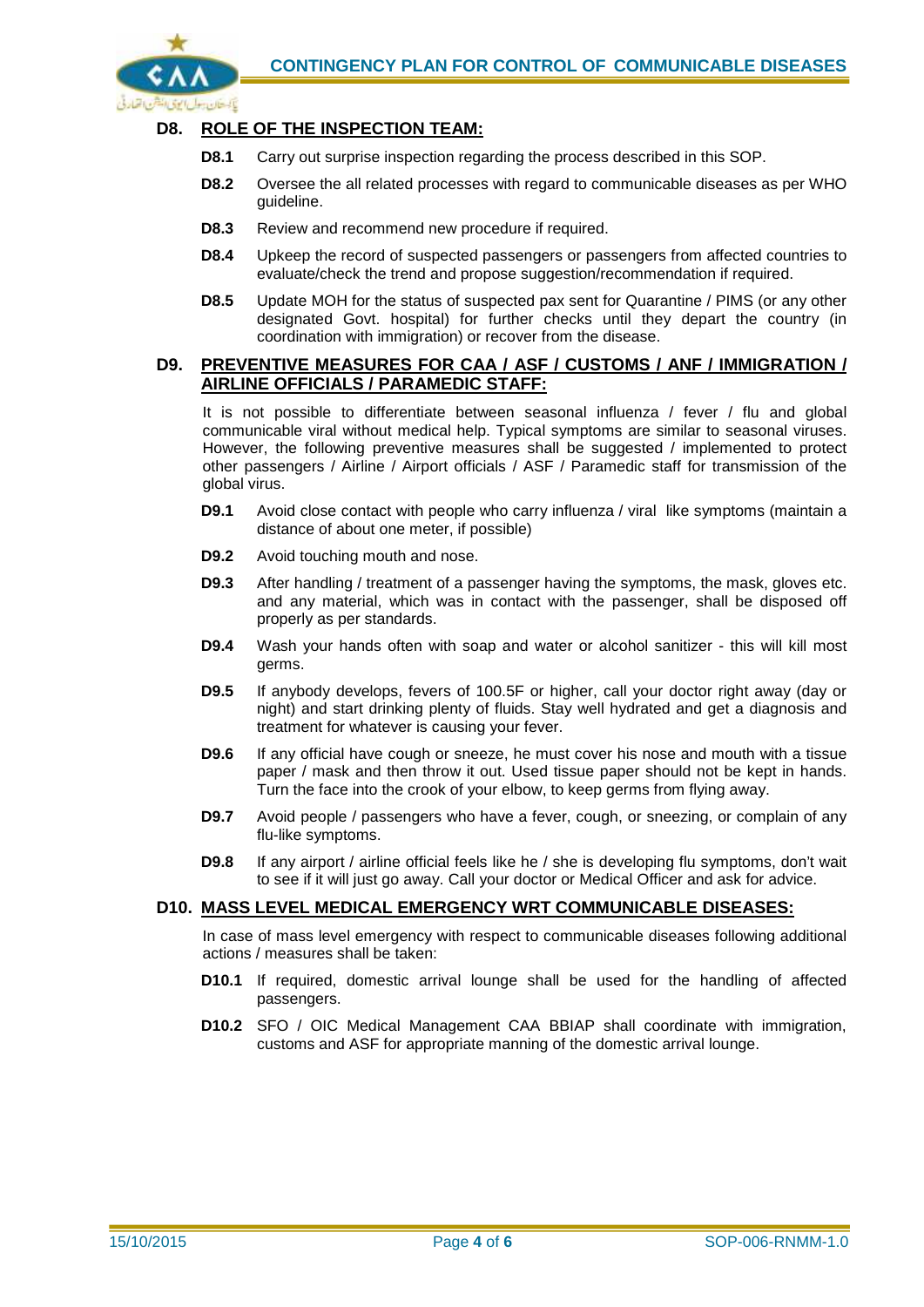## D8. ROLE OF THE INSPECTION TEAM:

**D8.1** Carry out surprise inspection regarding the process described in this SOP.

**D8.2** Oversee the all related processes with regard to communicable diseases as per WHO guideline.

**D8.3** Review and recommend new procedure if required.

**D8.4** Upkeep the record of suspected passengers or passengers from affected countries to evaluate/check the trend and propose suggestion/recommendation if required.

**D8.5** Update MOH for the status of suspected pax sent for Quarantine / PIMS (or any other designated Govt. hospital) for further checks until they depart the country (in coordination with immigration) or recover from the disease.

## D9. PREVENTIVE MEASURES FOR CAA / ASF / CUSTOMS / ANF / IMMIGRATION / AIRLINE OFFICIALS / PARAMEDIC STAFF:

It is not possible to differentiate between seasonal influenza / fever / flu and global communicable viral without medical help. Typical symptoms are similar to seasonal viruses. However, the following preventive measures shall be suggested / implemented to protect other passengers / Airline / Airport officials / ASF / Paramedic staff for transmission of the global virus.

**D9.1** Avoid close contact with people who carry influenza / viral like symptoms (maintain a distance of about one meter, if possible)

**D9.2** Avoid touching mouth and nose.

**D9.3** After handling / treatment of a passenger having the symptoms, the mask, gloves etc. and any material, which was in contact with the passenger, shall be disposed off properly as per standards.

**D9.4** Wash your hands often with soap and water or alcohol sanitizer - this will kill most germs.

**D9.5** If anybody develops, fevers of 100.5F or higher, call your doctor right away (day or night) and start drinking plenty of fluids. Stay well hydrated and get a diagnosis and treatment for whatever is causing your fever.

**D9.6** If any official have cough or sneeze, he must cover his nose and mouth with a tissue paper / mask and then throw it out. Used tissue paper should not be kept in hands. Turn the face into the crook of your elbow, to keep germs from flying away.

**D9.7** Avoid people / passengers who have a fever, cough, or sneezing, or complain of any flu-like symptoms.

**D9.8** If any airport / airline official feels like he / she is developing flu symptoms, don't wait to see if it will just go away. Call your doctor or Medical Officer and ask for advice.

## D10. MASS LEVEL MEDICAL EMERGENCY WRT COMMUNICABLE DISEASES:

In case of mass level emergency with respect to communicable diseases following additional actions / measures shall be taken:

**D10.1** If required, domestic arrival lounge shall be used for the handling of affected passengers.

**D10.2** SFO / OIC Medical Management CAA BBIAP shall coordinate with immigration, customs and ASF for appropriate manning of the domestic arrival lounge.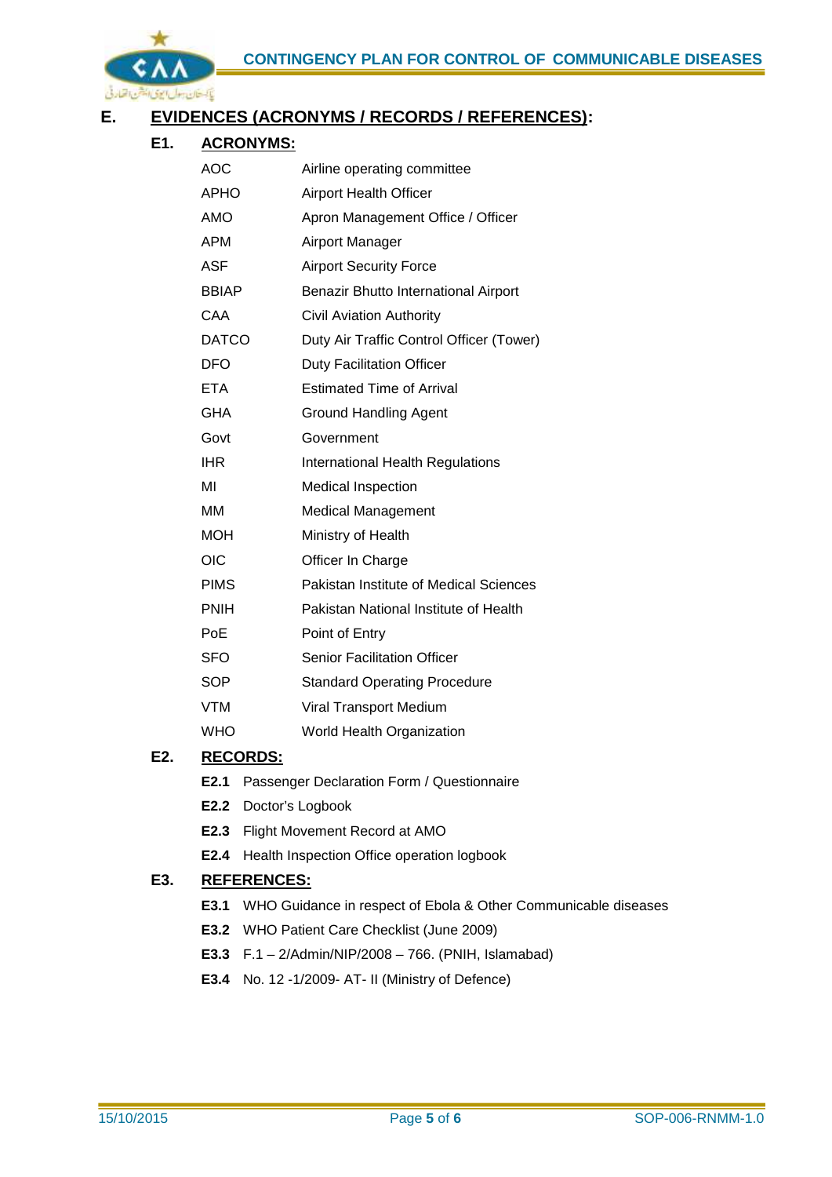## E. EVIDENCES (ACRONYMS / RECORDS / REFERENCES):

### E1. ACRONYMS:

| | |
|---|---|
| AOC | Airline operating committee |
| APHO | Airport Health Officer |
| AMO | Apron Management Office / Officer |
| APM | Airport Manager |
| ASF | Airport Security Force |
| BBIAP | Benazir Bhutto International Airport |
| CAA | Civil Aviation Authority |
| DATCO | Duty Air Traffic Control Officer (Tower) |
| DFO | Duty Facilitation Officer |
| ETA | Estimated Time of Arrival |
| GHA | Ground Handling Agent |
| Govt | Government |
| IHR | International Health Regulations |
| MI | Medical Inspection |
| MM | Medical Management |
| MOH | Ministry of Health |
| OIC | Officer In Charge |
| PIMS | Pakistan Institute of Medical Sciences |
| PNIH | Pakistan National Institute of Health |
| PoE | Point of Entry |
| SFO | Senior Facilitation Officer |
| SOP | Standard Operating Procedure |
| VTM | Viral Transport Medium |
| WHO | World Health Organization |

### E2. RECORDS:

**E2.1** Passenger Declaration Form / Questionnaire

**E2.2** Doctor's Logbook

**E2.3** Flight Movement Record at AMO

**E2.4** Health Inspection Office operation logbook

### E3. REFERENCES:

**E3.1** WHO Guidance in respect of Ebola & Other Communicable diseases

**E3.2** WHO Patient Care Checklist (June 2009)

**E3.3** F.1 – 2/Admin/NIP/2008 – 766. (PNIH, Islamabad)

**E3.4** No. 12 -1/2009- AT- II (Ministry of Defence)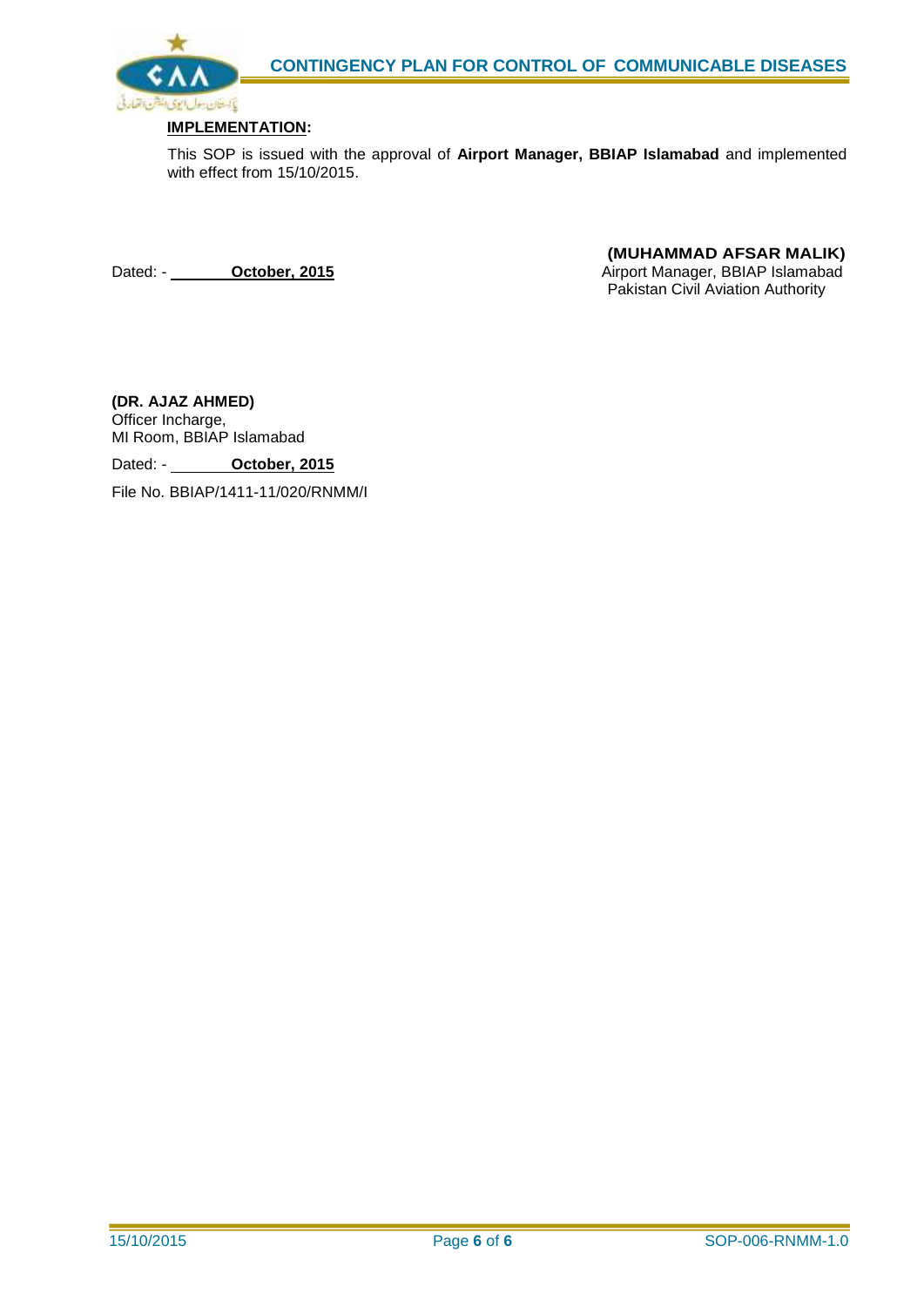**IMPLEMENTATION:**

This SOP is issued with the approval of **Airport Manager, BBIAP Islamabad** and implemented with effect from 15/10/2015.

Dated: - ________ **October, 2015**

**(MUHAMMAD AFSAR MALIK)**
Airport Manager, BBIAP Islamabad
Pakistan Civil Aviation Authority

**(DR. AJAZ AHMED)**
Officer Incharge,
MI Room, BBIAP Islamabad

Dated: - ________ **October, 2015**

File No. BBIAP/1411-11/020/RNMM/I